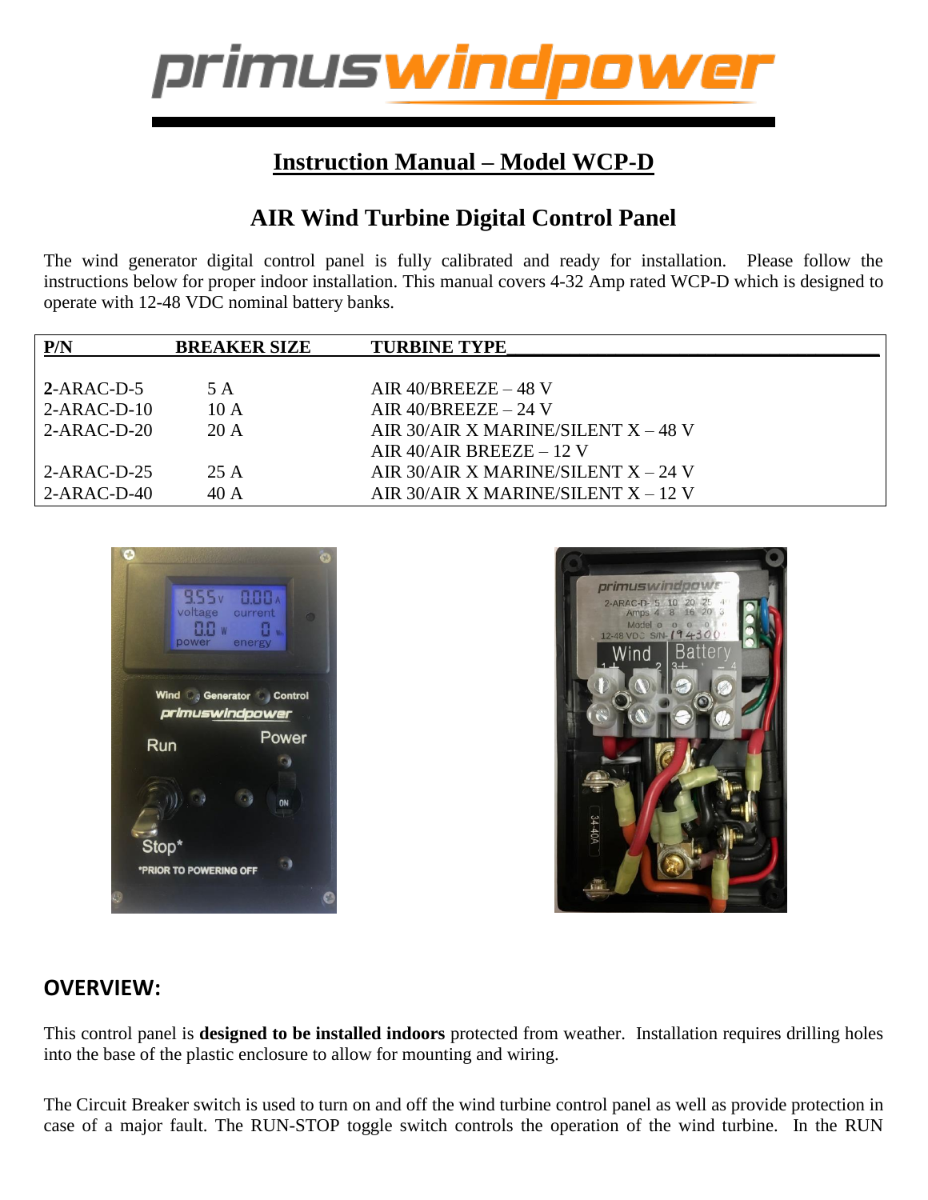# Instruction Manual – Model WCP-D

## AIR Wind Turbine Digital Control Panel

The wind generator digital control panel is fully calibrated and ready for installation. Please follow the instructions below for proper indoor installation. This manual covers 4-32 Amp rated WCP-D which is designed to operate with 12-48 VDC nominal battery banks.

| P/N | BREAKER SIZE | TURBINE TYPE |
|---|---|---|
| **2**-ARAC-D-5 | 5 A | AIR 40/BREEZE – 48 V |
| 2-ARAC-D-10 | 10 A | AIR 40/BREEZE – 24 V |
| 2-ARAC-D-20 | 20 A | AIR 30/AIR X MARINE/SILENT X – 48 V |
| | | AIR 40/AIR BREEZE – 12 V |
| 2-ARAC-D-25 | 25 A | AIR 30/AIR X MARINE/SILENT X – 24 V |
| 2-ARAC-D-40 | 40 A | AIR 30/AIR X MARINE/SILENT X – 12 V |

## OVERVIEW:

This control panel is **designed to be installed indoors** protected from weather. Installation requires drilling holes into the base of the plastic enclosure to allow for mounting and wiring.

The Circuit Breaker switch is used to turn on and off the wind turbine control panel as well as provide protection in case of a major fault. The RUN-STOP toggle switch controls the operation of the wind turbine. In the RUN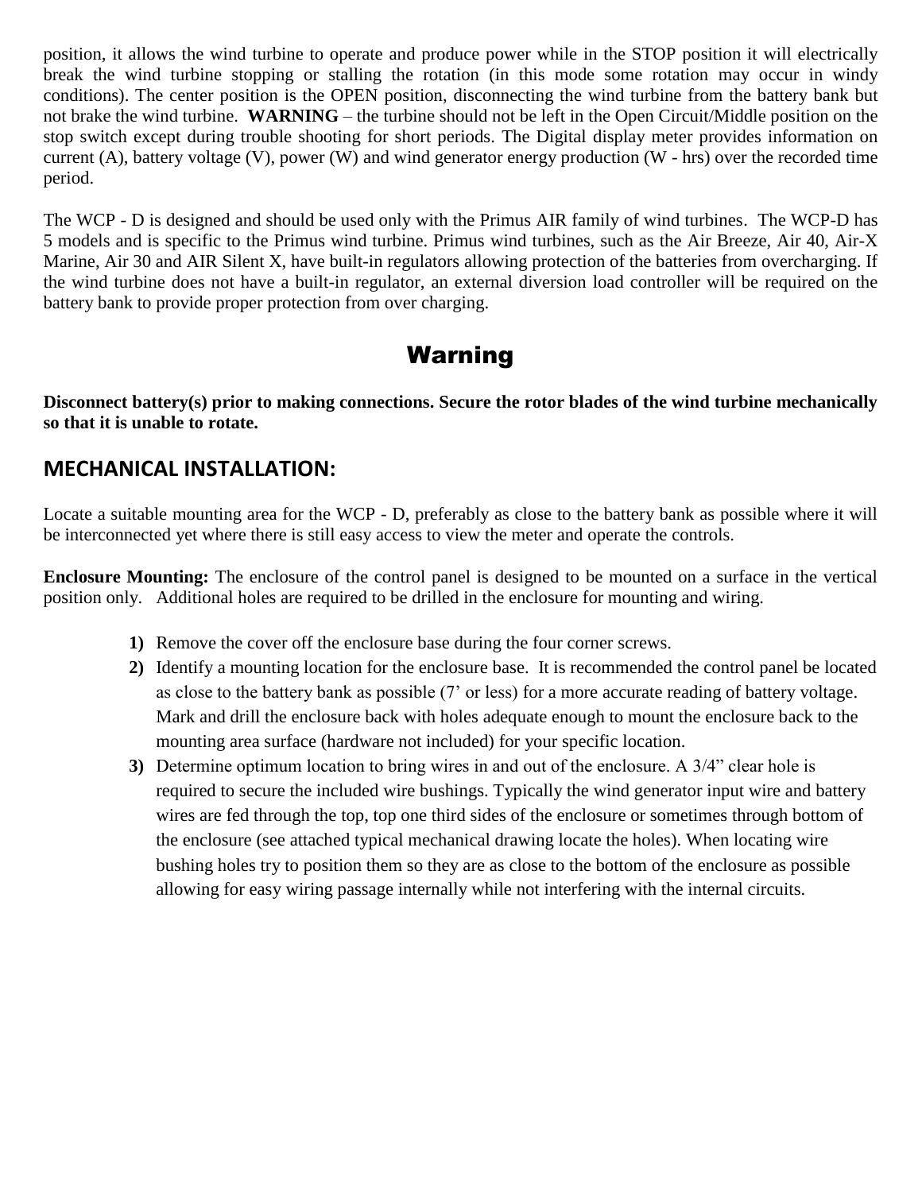position, it allows the wind turbine to operate and produce power while in the STOP position it will electrically break the wind turbine stopping or stalling the rotation (in this mode some rotation may occur in windy conditions). The center position is the OPEN position, disconnecting the wind turbine from the battery bank but not brake the wind turbine. **WARNING** – the turbine should not be left in the Open Circuit/Middle position on the stop switch except during trouble shooting for short periods. The Digital display meter provides information on current (A), battery voltage (V), power (W) and wind generator energy production (W - hrs) over the recorded time period.

The WCP - D is designed and should be used only with the Primus AIR family of wind turbines. The WCP-D has 5 models and is specific to the Primus wind turbine. Primus wind turbines, such as the Air Breeze, Air 40, Air-X Marine, Air 30 and AIR Silent X, have built-in regulators allowing protection of the batteries from overcharging. If the wind turbine does not have a built-in regulator, an external diversion load controller will be required on the battery bank to provide proper protection from over charging.

# Warning

**Disconnect battery(s) prior to making connections. Secure the rotor blades of the wind turbine mechanically so that it is unable to rotate.**

## MECHANICAL INSTALLATION:

Locate a suitable mounting area for the WCP - D, preferably as close to the battery bank as possible where it will be interconnected yet where there is still easy access to view the meter and operate the controls.

**Enclosure Mounting:** The enclosure of the control panel is designed to be mounted on a surface in the vertical position only. Additional holes are required to be drilled in the enclosure for mounting and wiring.

1) Remove the cover off the enclosure base during the four corner screws.
2) Identify a mounting location for the enclosure base. It is recommended the control panel be located as close to the battery bank as possible (7' or less) for a more accurate reading of battery voltage. Mark and drill the enclosure back with holes adequate enough to mount the enclosure back to the mounting area surface (hardware not included) for your specific location.
3) Determine optimum location to bring wires in and out of the enclosure. A 3/4" clear hole is required to secure the included wire bushings. Typically the wind generator input wire and battery wires are fed through the top, top one third sides of the enclosure or sometimes through bottom of the enclosure (see attached typical mechanical drawing locate the holes). When locating wire bushing holes try to position them so they are as close to the bottom of the enclosure as possible allowing for easy wiring passage internally while not interfering with the internal circuits.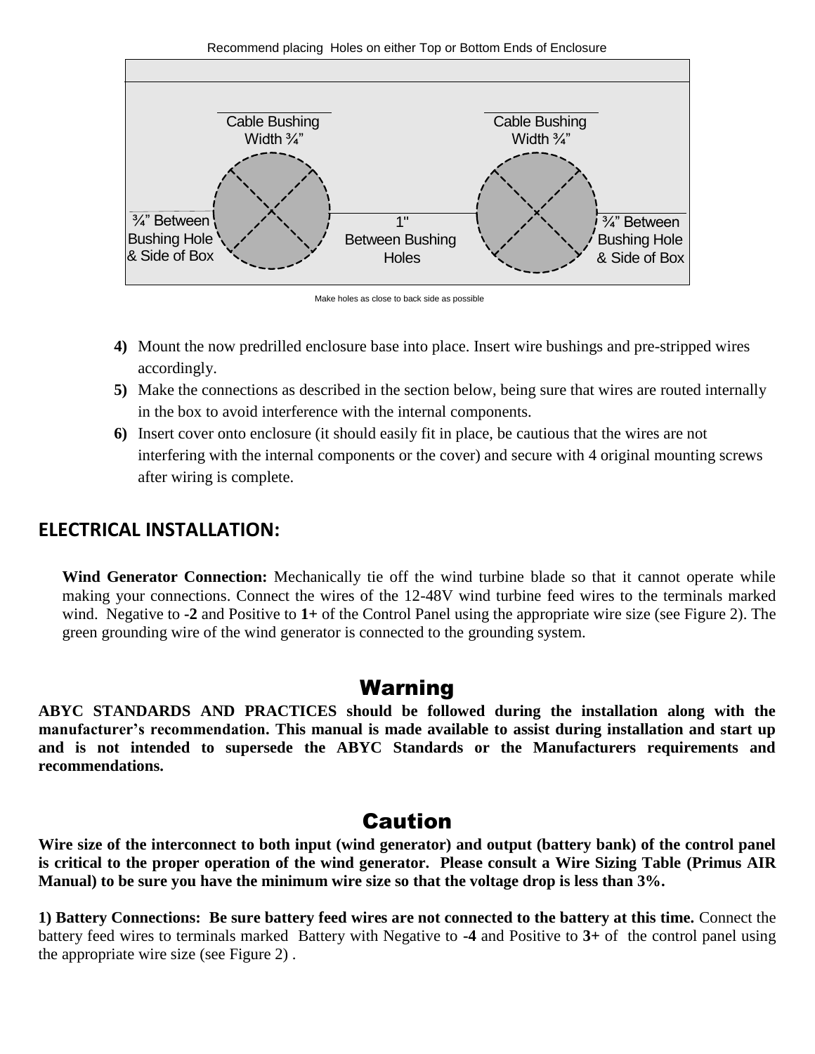Recommend placing Holes on either Top or Bottom Ends of Enclosure

Cable Bushing Width ¾”

Cable Bushing Width ¾”

¾” Between Bushing Hole & Side of Box

1" Between Bushing Holes

¾” Between Bushing Hole & Side of Box

Make holes as close to back side as possible

4) Mount the now predrilled enclosure base into place. Insert wire bushings and pre-stripped wires accordingly.
5) Make the connections as described in the section below, being sure that wires are routed internally in the box to avoid interference with the internal components.
6) Insert cover onto enclosure (it should easily fit in place, be cautious that the wires are not interfering with the internal components or the cover) and secure with 4 original mounting screws after wiring is complete.

## ELECTRICAL INSTALLATION:

**Wind Generator Connection:** Mechanically tie off the wind turbine blade so that it cannot operate while making your connections. Connect the wires of the 12-48V wind turbine feed wires to the terminals marked wind. Negative to **-2** and Positive to **1+** of the Control Panel using the appropriate wire size (see Figure 2). The green grounding wire of the wind generator is connected to the grounding system.

## Warning

**ABYC STANDARDS AND PRACTICES should be followed during the installation along with the manufacturer’s recommendation. This manual is made available to assist during installation and start up and is not intended to supersede the ABYC Standards or the Manufacturers requirements and recommendations.**

## Caution

**Wire size of the interconnect to both input (wind generator) and output (battery bank) of the control panel is critical to the proper operation of the wind generator. Please consult a Wire Sizing Table (Primus AIR Manual) to be sure you have the minimum wire size so that the voltage drop is less than 3%.**

**1) Battery Connections: Be sure battery feed wires are not connected to the battery at this time.** Connect the battery feed wires to terminals marked Battery with Negative to **-4** and Positive to **3+** of the control panel using the appropriate wire size (see Figure 2) .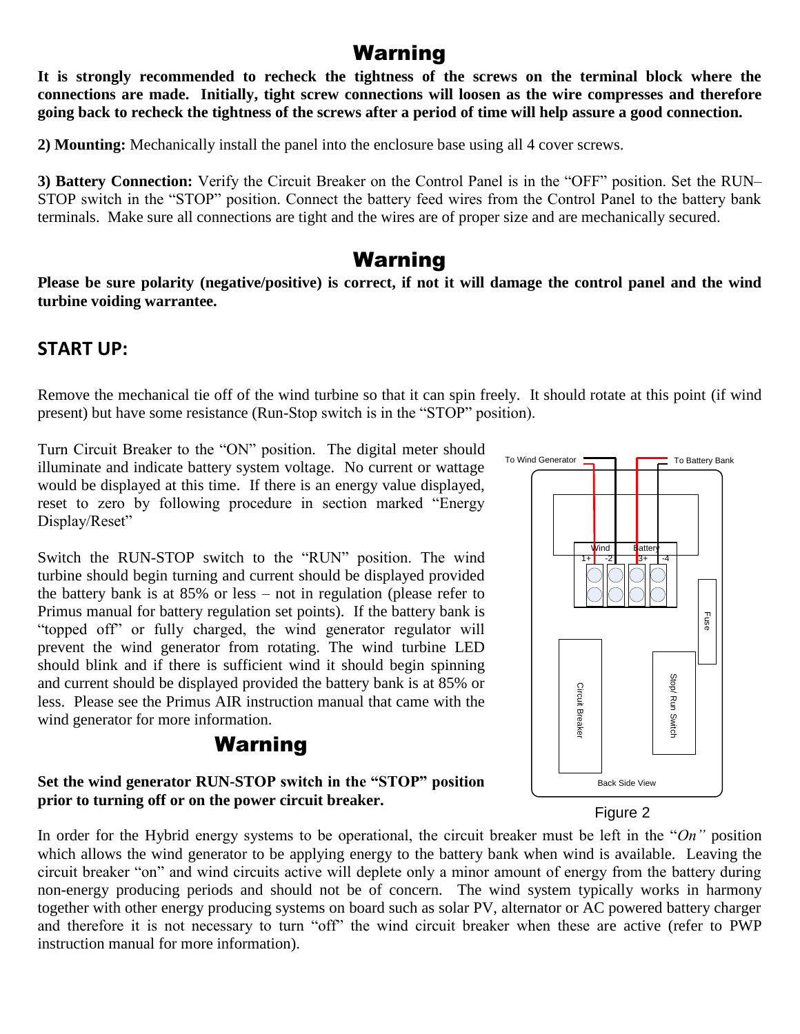## Warning

**It is strongly recommended to recheck the tightness of the screws on the terminal block where the connections are made. Initially, tight screw connections will loosen as the wire compresses and therefore going back to recheck the tightness of the screws after a period of time will help assure a good connection.**

**2) Mounting:** Mechanically install the panel into the enclosure base using all 4 cover screws.

**3) Battery Connection:** Verify the Circuit Breaker on the Control Panel is in the "OFF" position. Set the RUN–STOP switch in the "STOP" position. Connect the battery feed wires from the Control Panel to the battery bank terminals. Make sure all connections are tight and the wires are of proper size and are mechanically secured.

## Warning

**Please be sure polarity (negative/positive) is correct, if not it will damage the control panel and the wind turbine voiding warrantee.**

### START UP:

Remove the mechanical tie off of the wind turbine so that it can spin freely. It should rotate at this point (if wind present) but have some resistance (Run-Stop switch is in the "STOP" position).

Turn Circuit Breaker to the "ON" position. The digital meter should illuminate and indicate battery system voltage. No current or wattage would be displayed at this time. If there is an energy value displayed, reset to zero by following procedure in section marked "Energy Display/Reset"

Switch the RUN-STOP switch to the "RUN" position. The wind turbine should begin turning and current should be displayed provided the battery bank is at 85% or less – not in regulation (please refer to Primus manual for battery regulation set points). If the battery bank is "topped off" or fully charged, the wind generator regulator will prevent the wind generator from rotating. The wind turbine LED should blink and if there is sufficient wind it should begin spinning and current should be displayed provided the battery bank is at 85% or less. Please see the Primus AIR instruction manual that came with the wind generator for more information.

To Wind Generator | To Battery Bank | Wind | Battery | 1+ | -2 | 3+ | -4 | Fuse | Circuit Breaker | Stop/ Run Switch | Back Side View

Figure 2

## Warning

**Set the wind generator RUN-STOP switch in the "STOP" position prior to turning off or on the power circuit breaker.**

In order for the Hybrid energy systems to be operational, the circuit breaker must be left in the "*On"* position which allows the wind generator to be applying energy to the battery bank when wind is available. Leaving the circuit breaker "on" and wind circuits active will deplete only a minor amount of energy from the battery during non-energy producing periods and should not be of concern. The wind system typically works in harmony together with other energy producing systems on board such as solar PV, alternator or AC powered battery charger and therefore it is not necessary to turn "off" the wind circuit breaker when these are active (refer to PWP instruction manual for more information).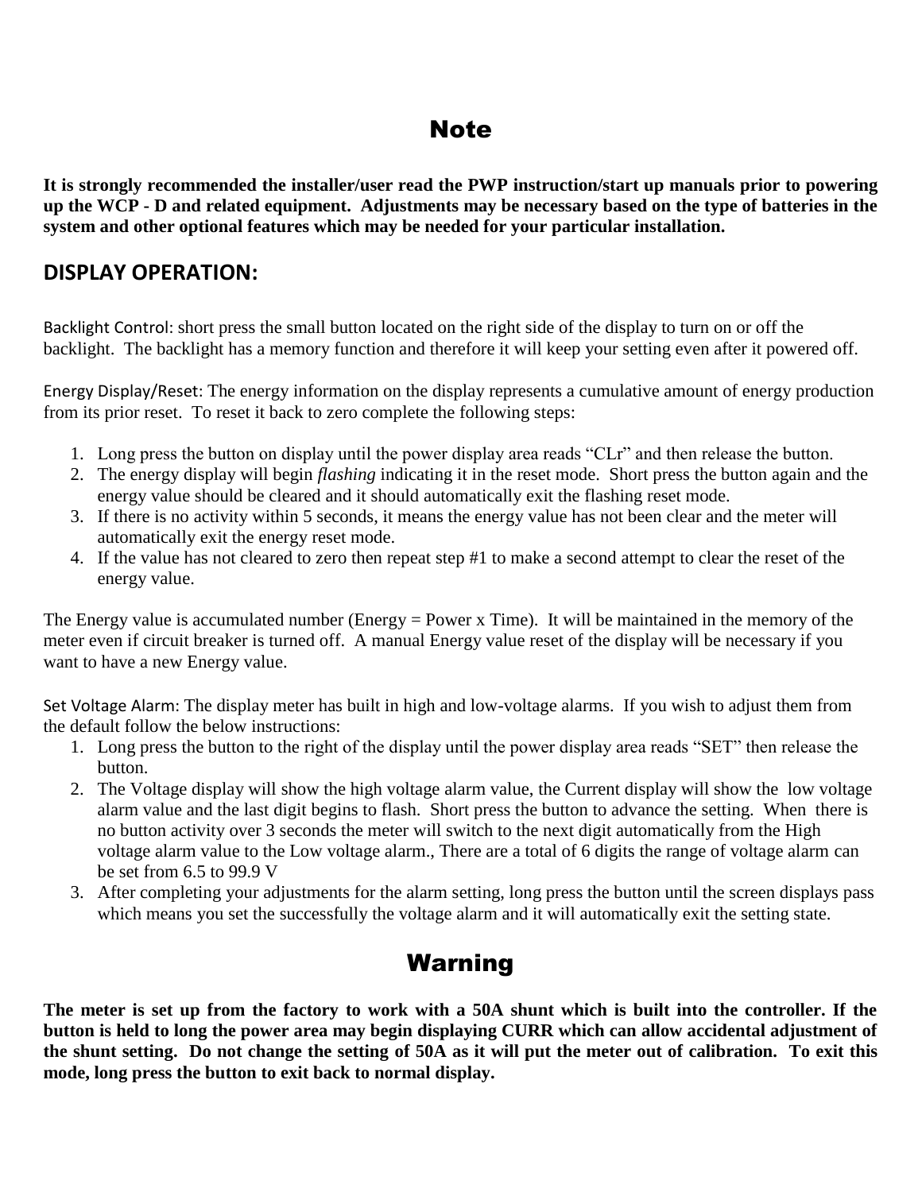## Note

**It is strongly recommended the installer/user read the PWP instruction/start up manuals prior to powering up the WCP - D and related equipment. Adjustments may be necessary based on the type of batteries in the system and other optional features which may be needed for your particular installation.**

## DISPLAY OPERATION:

Backlight Control: short press the small button located on the right side of the display to turn on or off the backlight. The backlight has a memory function and therefore it will keep your setting even after it powered off.

Energy Display/Reset: The energy information on the display represents a cumulative amount of energy production from its prior reset. To reset it back to zero complete the following steps:

1. Long press the button on display until the power display area reads "CLr" and then release the button.
2. The energy display will begin *flashing* indicating it in the reset mode. Short press the button again and the energy value should be cleared and it should automatically exit the flashing reset mode.
3. If there is no activity within 5 seconds, it means the energy value has not been clear and the meter will automatically exit the energy reset mode.
4. If the value has not cleared to zero then repeat step #1 to make a second attempt to clear the reset of the energy value.

The Energy value is accumulated number (Energy = Power x Time). It will be maintained in the memory of the meter even if circuit breaker is turned off. A manual Energy value reset of the display will be necessary if you want to have a new Energy value.

Set Voltage Alarm: The display meter has built in high and low-voltage alarms. If you wish to adjust them from the default follow the below instructions:

1. Long press the button to the right of the display until the power display area reads "SET" then release the button.
2. The Voltage display will show the high voltage alarm value, the Current display will show the low voltage alarm value and the last digit begins to flash. Short press the button to advance the setting. When there is no button activity over 3 seconds the meter will switch to the next digit automatically from the High voltage alarm value to the Low voltage alarm., There are a total of 6 digits the range of voltage alarm can be set from 6.5 to 99.9 V
3. After completing your adjustments for the alarm setting, long press the button until the screen displays pass which means you set the successfully the voltage alarm and it will automatically exit the setting state.

## Warning

**The meter is set up from the factory to work with a 50A shunt which is built into the controller. If the button is held to long the power area may begin displaying CURR which can allow accidental adjustment of the shunt setting. Do not change the setting of 50A as it will put the meter out of calibration. To exit this mode, long press the button to exit back to normal display.**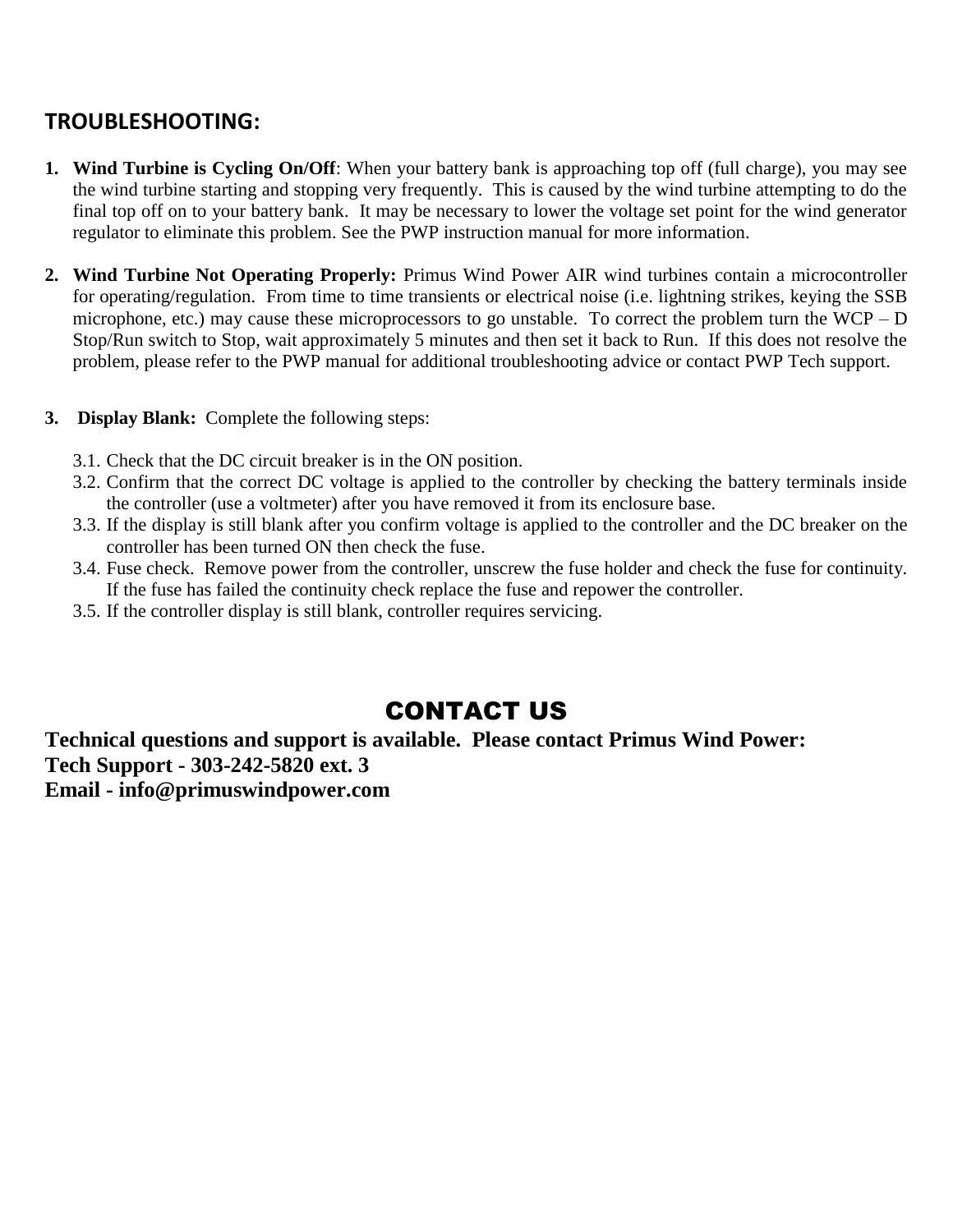## TROUBLESHOOTING:

1. **Wind Turbine is Cycling On/Off**: When your battery bank is approaching top off (full charge), you may see the wind turbine starting and stopping very frequently. This is caused by the wind turbine attempting to do the final top off on to your battery bank. It may be necessary to lower the voltage set point for the wind generator regulator to eliminate this problem. See the PWP instruction manual for more information.

2. **Wind Turbine Not Operating Properly:** Primus Wind Power AIR wind turbines contain a microcontroller for operating/regulation. From time to time transients or electrical noise (i.e. lightning strikes, keying the SSB microphone, etc.) may cause these microprocessors to go unstable. To correct the problem turn the WCP – D Stop/Run switch to Stop, wait approximately 5 minutes and then set it back to Run. If this does not resolve the problem, please refer to the PWP manual for additional troubleshooting advice or contact PWP Tech support.

3. **Display Blank:** Complete the following steps:

   3.1. Check that the DC circuit breaker is in the ON position.

   3.2. Confirm that the correct DC voltage is applied to the controller by checking the battery terminals inside the controller (use a voltmeter) after you have removed it from its enclosure base.

   3.3. If the display is still blank after you confirm voltage is applied to the controller and the DC breaker on the controller has been turned ON then check the fuse.

   3.4. Fuse check. Remove power from the controller, unscrew the fuse holder and check the fuse for continuity. If the fuse has failed the continuity check replace the fuse and repower the controller.

   3.5. If the controller display is still blank, controller requires servicing.

## CONTACT US

**Technical questions and support is available. Please contact Primus Wind Power:**
**Tech Support - 303-242-5820 ext. 3**
**Email - info@primuswindpower.com**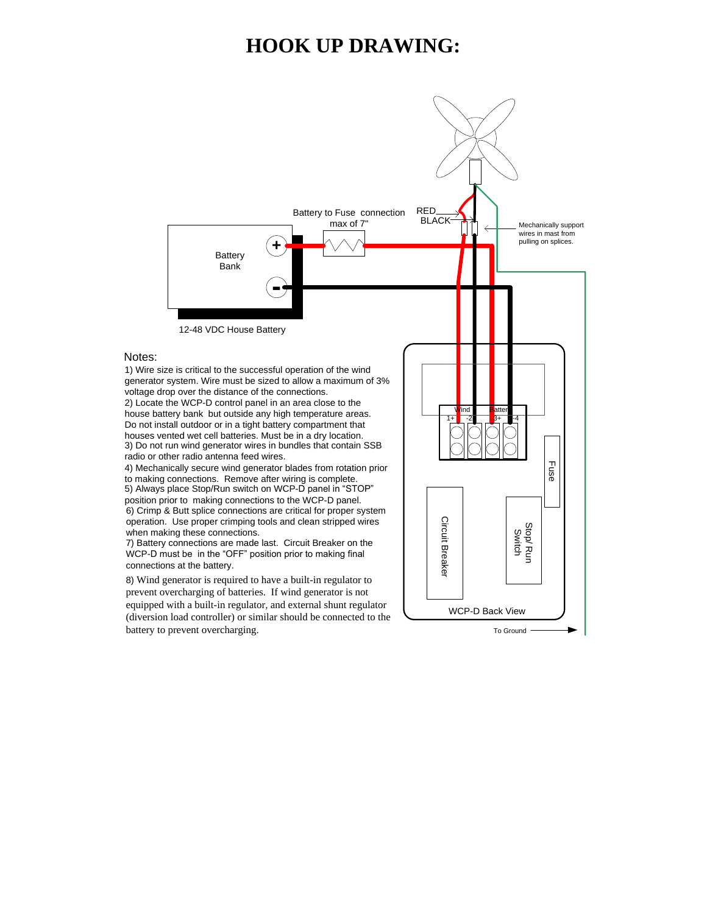# HOOK UP DRAWING:

Battery to Fuse connection max of 7"

RED

BLACK

Mechanically support wires in mast from pulling on splices.

Battery Bank

+

-

12-48 VDC House Battery

Wind

Battery

1+ -2 3+ -4

Fuse

Circuit Breaker

Stop/ Run Switch

WCP-D Back View

To Ground

Notes:

1) Wire size is critical to the successful operation of the wind generator system. Wire must be sized to allow a maximum of 3% voltage drop over the distance of the connections.

2) Locate the WCP-D control panel in an area close to the house battery bank but outside any high temperature areas. Do not install outdoor or in a tight battery compartment that houses vented wet cell batteries. Must be in a dry location.

3) Do not run wind generator wires in bundles that contain SSB radio or other radio antenna feed wires.

4) Mechanically secure wind generator blades from rotation prior to making connections. Remove after wiring is complete.

5) Always place Stop/Run switch on WCP-D panel in "STOP" position prior to making connections to the WCP-D panel.

6) Crimp & Butt splice connections are critical for proper system operation. Use proper crimping tools and clean stripped wires when making these connections.

7) Battery connections are made last. Circuit Breaker on the WCP-D must be in the "OFF" position prior to making final connections at the battery.

8) Wind generator is required to have a built-in regulator to prevent overcharging of batteries. If wind generator is not equipped with a built-in regulator, and external shunt regulator (diversion load controller) or similar should be connected to the battery to prevent overcharging.